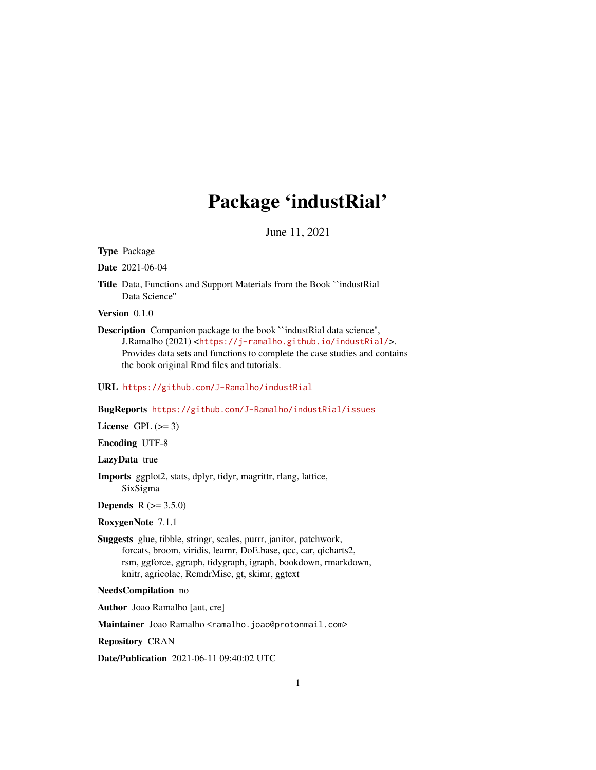# Package 'industRial'

June 11, 2021

**Type** Package

**Date** 2021-06-04

**Title** Data, Functions and Support Materials from the Book ``industRial Data Science''

**Version** 0.1.0

**Description** Companion package to the book ``industRial data science'', J.Ramalho (2021) <https://j-ramalho.github.io/industRial/>. Provides data sets and functions to complete the case studies and contains the book original Rmd files and tutorials.

**URL** https://github.com/J-Ramalho/industRial

**BugReports** https://github.com/J-Ramalho/industRial/issues

**License** GPL (>= 3)

**Encoding** UTF-8

**LazyData** true

**Imports** ggplot2, stats, dplyr, tidyr, magrittr, rlang, lattice, SixSigma

**Depends** R (>= 3.5.0)

**RoxygenNote** 7.1.1

**Suggests** glue, tibble, stringr, scales, purrr, janitor, patchwork, forcats, broom, viridis, learnr, DoE.base, qcc, car, qicharts2, rsm, ggforce, ggraph, tidygraph, igraph, bookdown, rmarkdown, knitr, agricolae, RcmdrMisc, gt, skimr, ggtext

**NeedsCompilation** no

**Author** Joao Ramalho [aut, cre]

**Maintainer** Joao Ramalho <ramalho.joao@protonmail.com>

**Repository** CRAN

**Date/Publication** 2021-06-11 09:40:02 UTC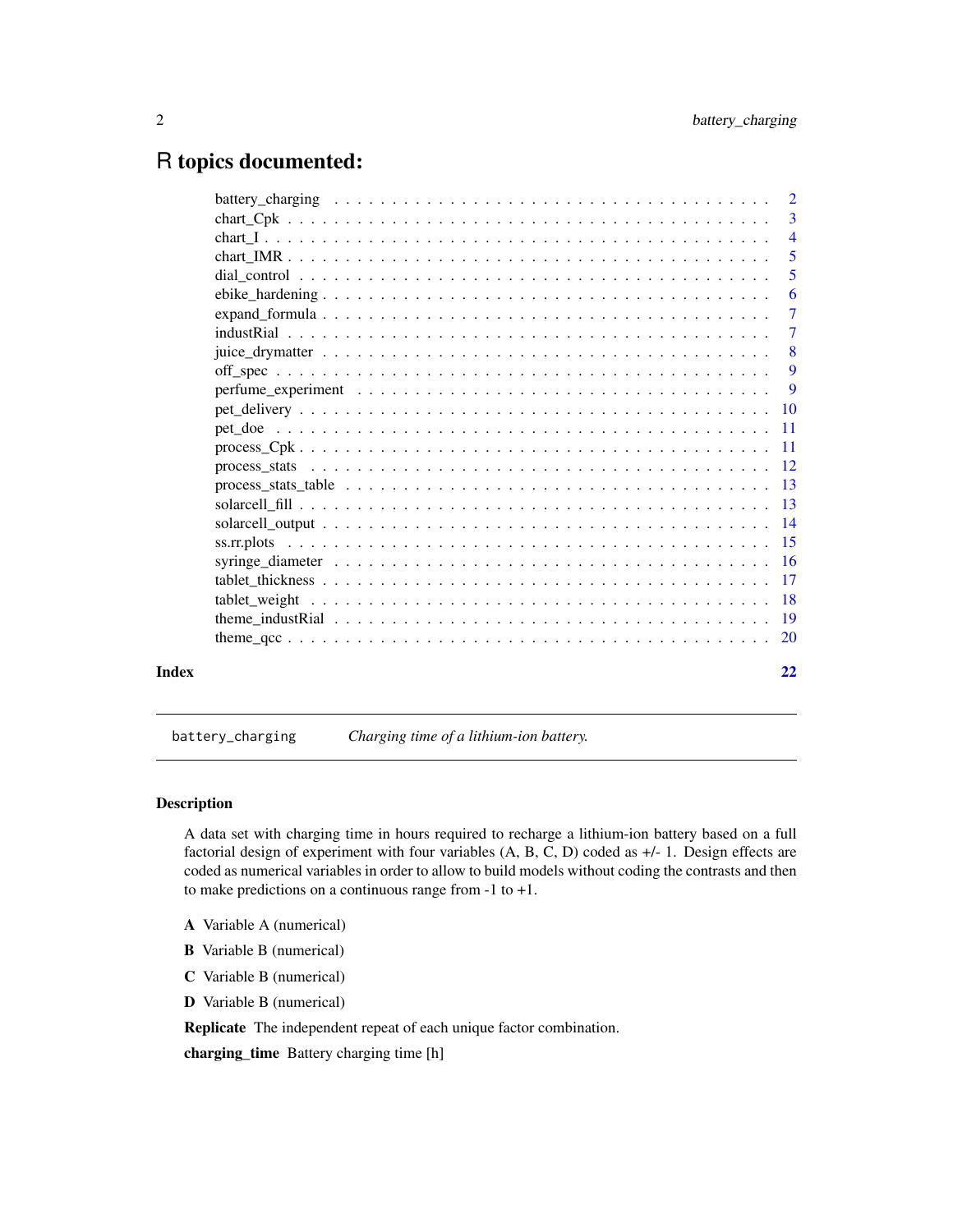# R topics documented:

| | |
|---|---|
| battery_charging | 2 |
| chart_Cpk | 3 |
| chart_I | 4 |
| chart_IMR | 5 |
| dial_control | 5 |
| ebike_hardening | 6 |
| expand_formula | 7 |
| industRial | 7 |
| juice_drymatter | 8 |
| off_spec | 9 |
| perfume_experiment | 9 |
| pet_delivery | 10 |
| pet_doe | 11 |
| process_Cpk | 11 |
| process_stats | 12 |
| process_stats_table | 13 |
| solarcell_fill | 13 |
| solarcell_output | 14 |
| ss.rr.plots | 15 |
| syringe_diameter | 16 |
| tablet_thickness | 17 |
| tablet_weight | 18 |
| theme_industRial | 19 |
| theme_qcc | 20 |
| **Index** | **22** |

---

`battery_charging` *Charging time of a lithium-ion battery.*

---

### Description

A data set with charging time in hours required to recharge a lithium-ion battery based on a full factorial design of experiment with four variables (A, B, C, D) coded as +/- 1. Design effects are coded as numerical variables in order to allow to build models without coding the contrasts and then to make predictions on a continuous range from -1 to +1.

**A** Variable A (numerical)

**B** Variable B (numerical)

**C** Variable B (numerical)

**D** Variable B (numerical)

**Replicate** The independent repeat of each unique factor combination.

**charging_time** Battery charging time [h]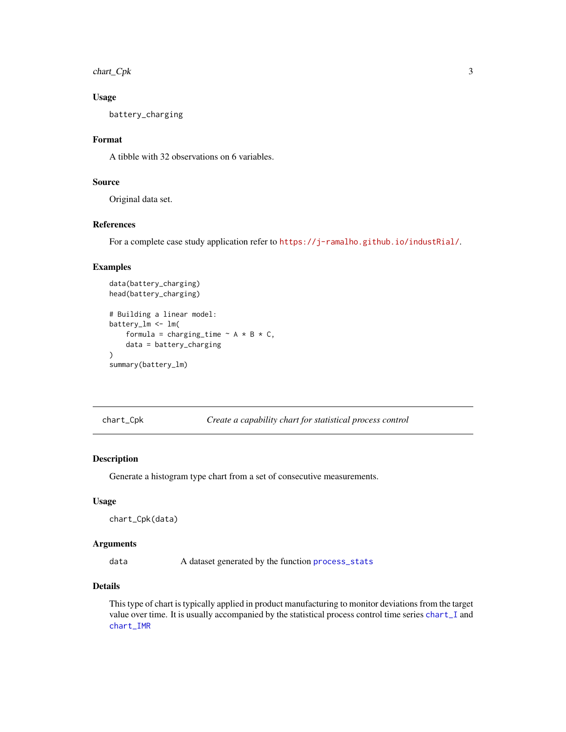### Usage

```
battery_charging
```

### Format

A tibble with 32 observations on 6 variables.

### Source

Original data set.

### References

For a complete case study application refer to https://j-ramalho.github.io/industRial/.

### Examples

```
data(battery_charging)
head(battery_charging)

# Building a linear model:
battery_lm <- lm(
    formula = charging_time ~ A * B * C,
    data = battery_charging
)
summary(battery_lm)
```

---

## chart_Cpk — *Create a capability chart for statistical process control*

### Description

Generate a histogram type chart from a set of consecutive measurements.

### Usage

```
chart_Cpk(data)
```

### Arguments

| | |
|---|---|
| data | A dataset generated by the function process_stats |

### Details

This type of chart is typically applied in product manufacturing to monitor deviations from the target value over time. It is usually accompanied by the statistical process control time series chart_I and chart_IMR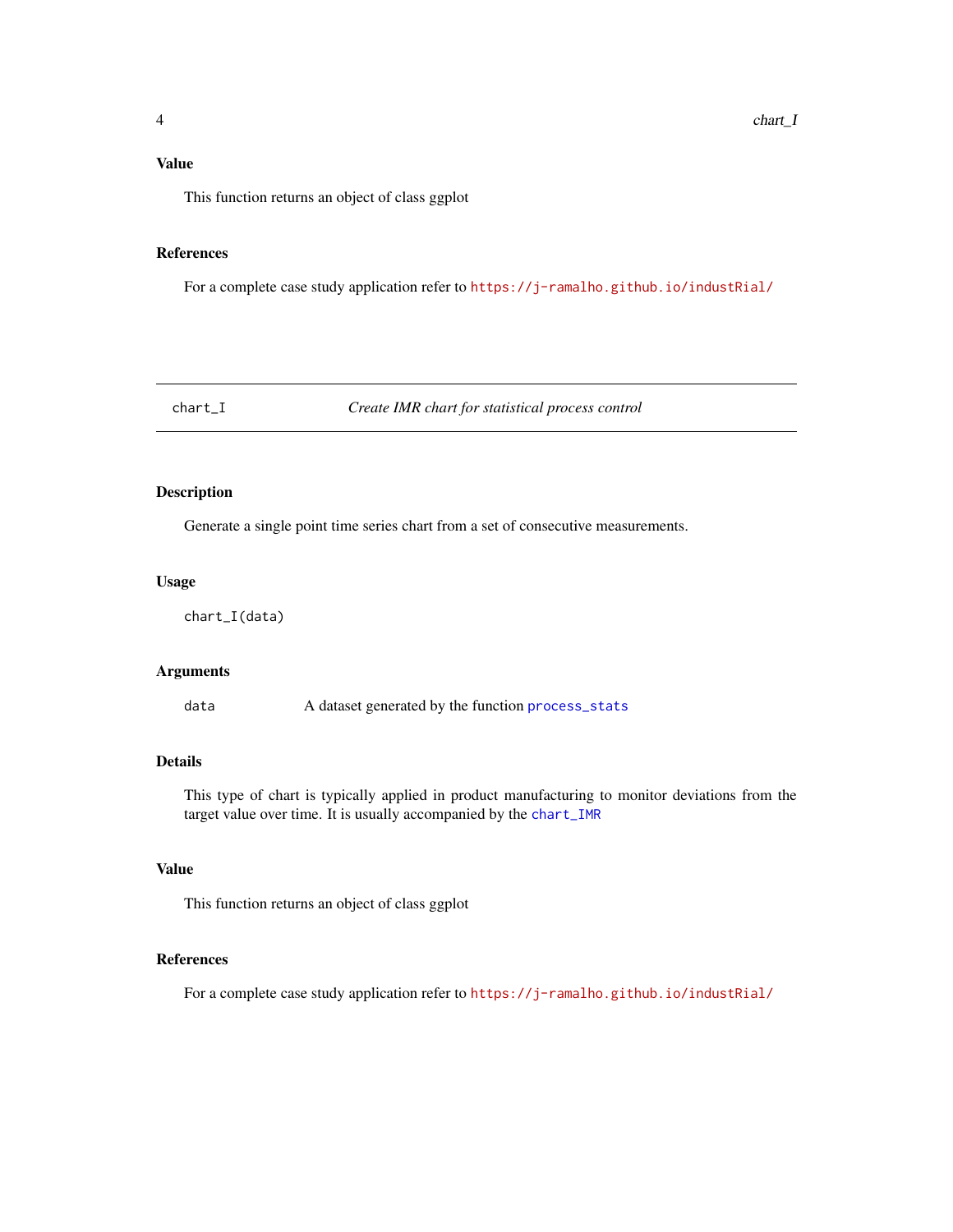### Value

This function returns an object of class ggplot

### References

For a complete case study application refer to https://j-ramalho.github.io/industRial/

---

## chart_I — *Create IMR chart for statistical process control*

---

### Description

Generate a single point time series chart from a set of consecutive measurements.

### Usage

```
chart_I(data)
```

### Arguments

| | |
|---|---|
| `data` | A dataset generated by the function `process_stats` |

### Details

This type of chart is typically applied in product manufacturing to monitor deviations from the target value over time. It is usually accompanied by the `chart_IMR`

### Value

This function returns an object of class ggplot

### References

For a complete case study application refer to https://j-ramalho.github.io/industRial/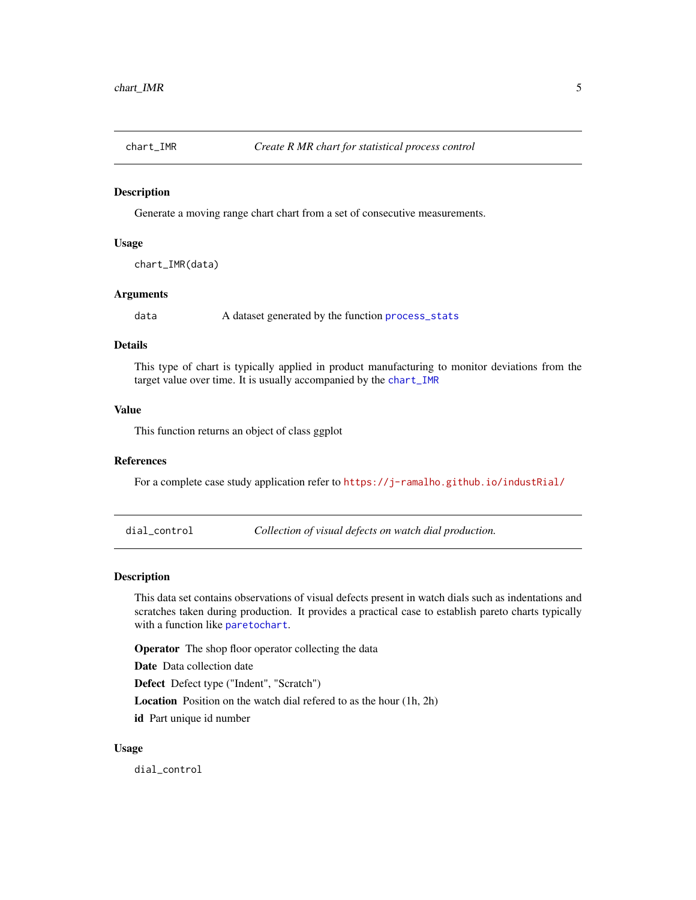## chart_IMR — *Create R MR chart for statistical process control*

### Description

Generate a moving range chart chart from a set of consecutive measurements.

### Usage

```
chart_IMR(data)
```

### Arguments

| | |
|---|---|
| `data` | A dataset generated by the function `process_stats` |

### Details

This type of chart is typically applied in product manufacturing to monitor deviations from the target value over time. It is usually accompanied by the `chart_IMR`

### Value

This function returns an object of class ggplot

### References

For a complete case study application refer to https://j-ramalho.github.io/industRial/

## dial_control — *Collection of visual defects on watch dial production.*

### Description

This data set contains observations of visual defects present in watch dials such as indentations and scratches taken during production. It provides a practical case to establish pareto charts typically with a function like `paretochart`.

**Operator** The shop floor operator collecting the data

**Date** Data collection date

**Defect** Defect type ("Indent", "Scratch")

**Location** Position on the watch dial refered to as the hour (1h, 2h)

**id** Part unique id number

### Usage

```
dial_control
```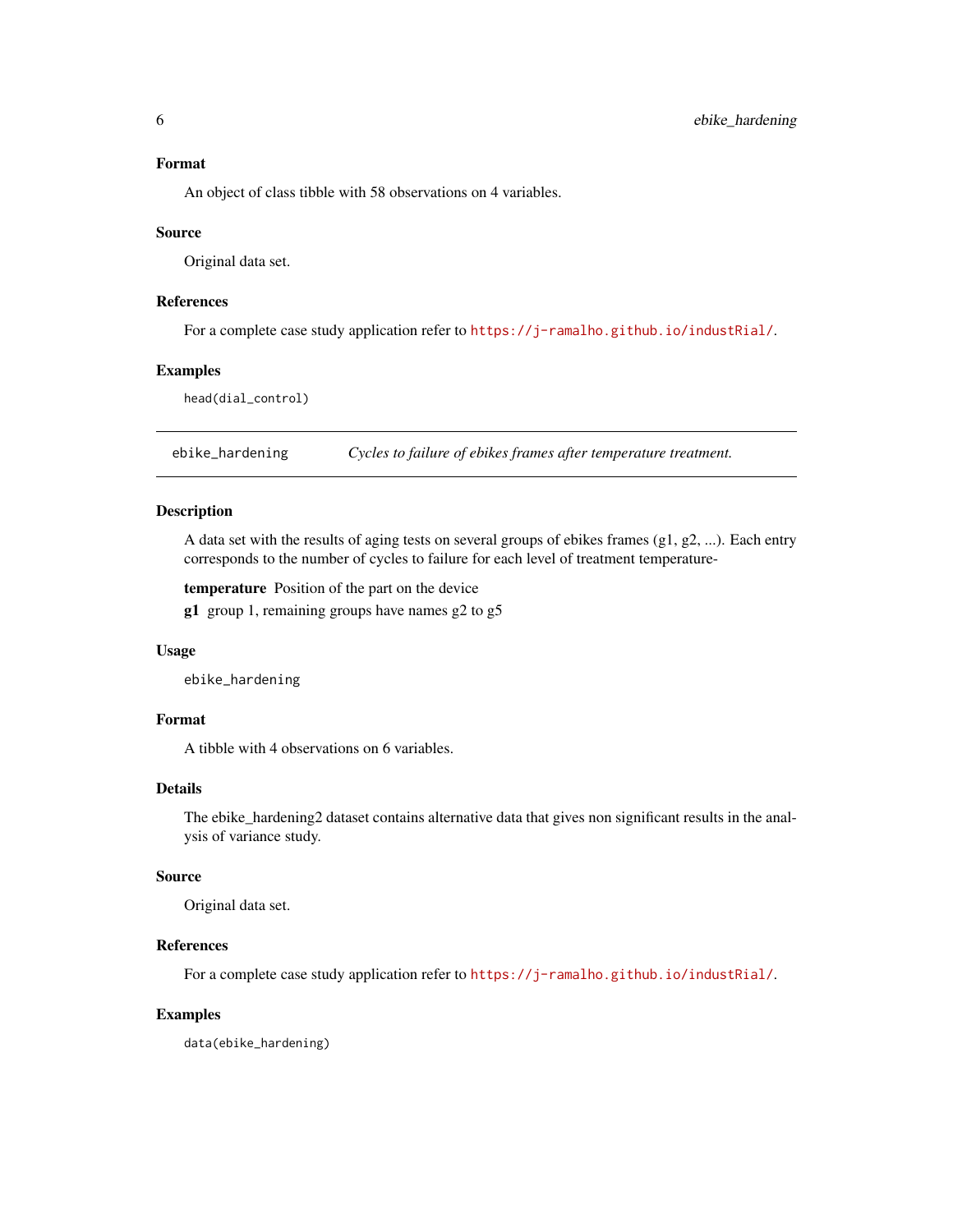### Format

An object of class tibble with 58 observations on 4 variables.

### Source

Original data set.

### References

For a complete case study application refer to https://j-ramalho.github.io/industRial/.

### Examples

```
head(dial_control)
```

---

## ebike_hardening — *Cycles to failure of ebikes frames after temperature treatment.*

---

### Description

A data set with the results of aging tests on several groups of ebikes frames (g1, g2, ...). Each entry corresponds to the number of cycles to failure for each level of treatment temperature-

**temperature** Position of the part on the device

**g1** group 1, remaining groups have names g2 to g5

### Usage

```
ebike_hardening
```

### Format

A tibble with 4 observations on 6 variables.

### Details

The ebike_hardening2 dataset contains alternative data that gives non significant results in the analysis of variance study.

### Source

Original data set.

### References

For a complete case study application refer to https://j-ramalho.github.io/industRial/.

### Examples

```
data(ebike_hardening)
```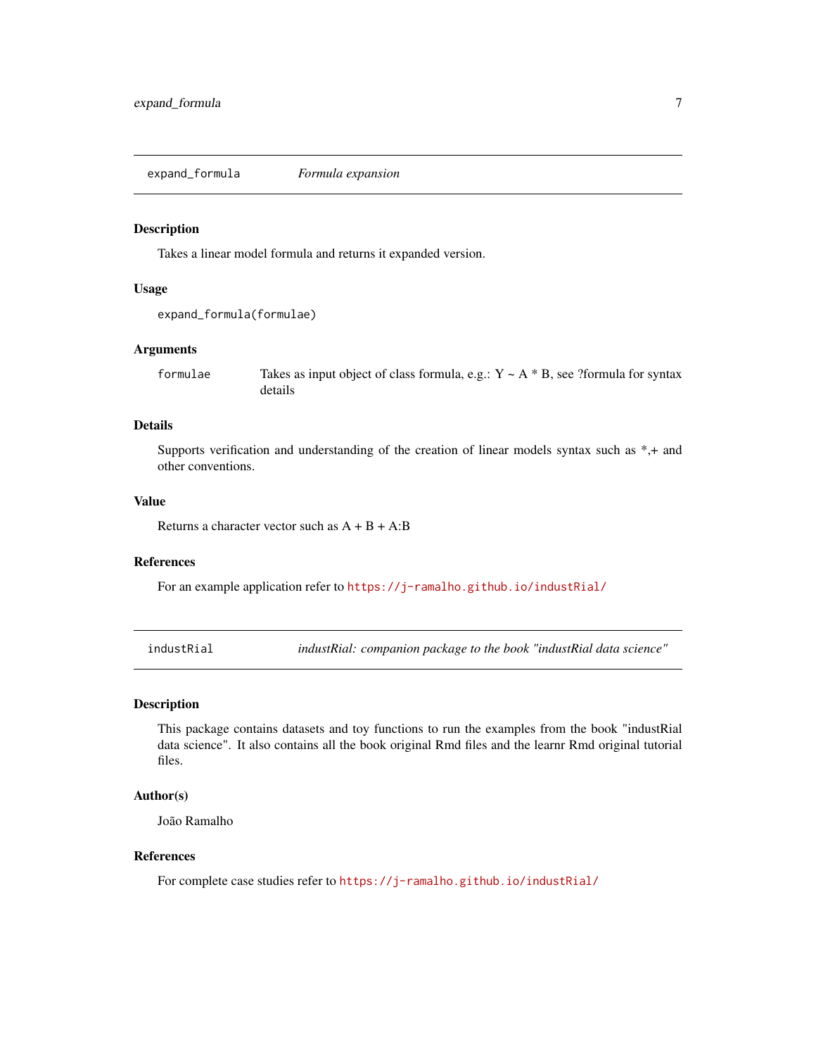## expand_formula — *Formula expansion*

### Description

Takes a linear model formula and returns it expanded version.

### Usage

```
expand_formula(formulae)
```

### Arguments

| | |
|---|---|
| formulae | Takes as input object of class formula, e.g.: Y ~ A * B, see ?formula for syntax details |

### Details

Supports verification and understanding of the creation of linear models syntax such as *,+ and other conventions.

### Value

Returns a character vector such as A + B + A:B

### References

For an example application refer to https://j-ramalho.github.io/industRial/

## industRial — *industRial: companion package to the book "industRial data science"*

### Description

This package contains datasets and toy functions to run the examples from the book "industRial data science". It also contains all the book original Rmd files and the learnr Rmd original tutorial files.

### Author(s)

João Ramalho

### References

For complete case studies refer to https://j-ramalho.github.io/industRial/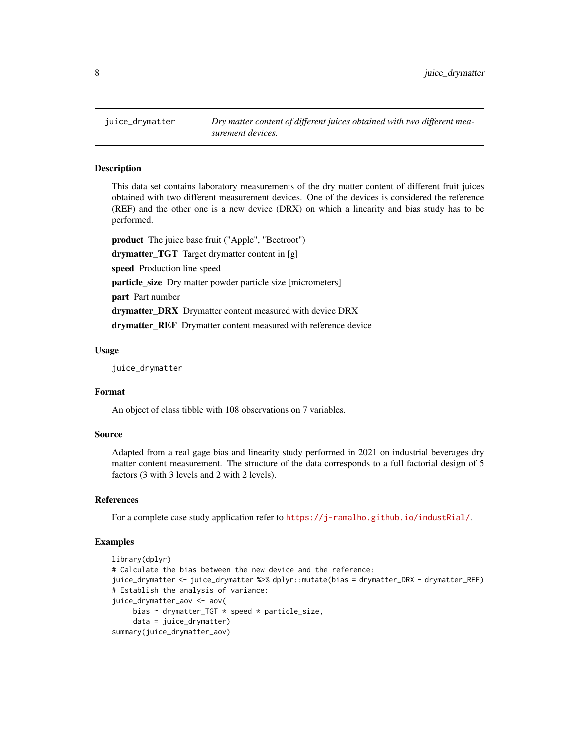# juice_drymatter

*Dry matter content of different juices obtained with two different measurement devices.*

## Description

This data set contains laboratory measurements of the dry matter content of different fruit juices obtained with two different measurement devices. One of the devices is considered the reference (REF) and the other one is a new device (DRX) on which a linearity and bias study has to be performed.

**product** The juice base fruit ("Apple", "Beetroot")

**drymatter_TGT** Target drymatter content in [g]

**speed** Production line speed

**particle_size** Dry matter powder particle size [micrometers]

**part** Part number

**drymatter_DRX** Drymatter content measured with device DRX

**drymatter_REF** Drymatter content measured with reference device

## Usage

```
juice_drymatter
```

## Format

An object of class tibble with 108 observations on 7 variables.

## Source

Adapted from a real gage bias and linearity study performed in 2021 on industrial beverages dry matter content measurement. The structure of the data corresponds to a full factorial design of 5 factors (3 with 3 levels and 2 with 2 levels).

## References

For a complete case study application refer to https://j-ramalho.github.io/industRial/.

## Examples

```
library(dplyr)
# Calculate the bias between the new device and the reference:
juice_drymatter <- juice_drymatter %>% dplyr::mutate(bias = drymatter_DRX - drymatter_REF)
# Establish the analysis of variance:
juice_drymatter_aov <- aov(
     bias ~ drymatter_TGT * speed * particle_size,
     data = juice_drymatter)
summary(juice_drymatter_aov)
```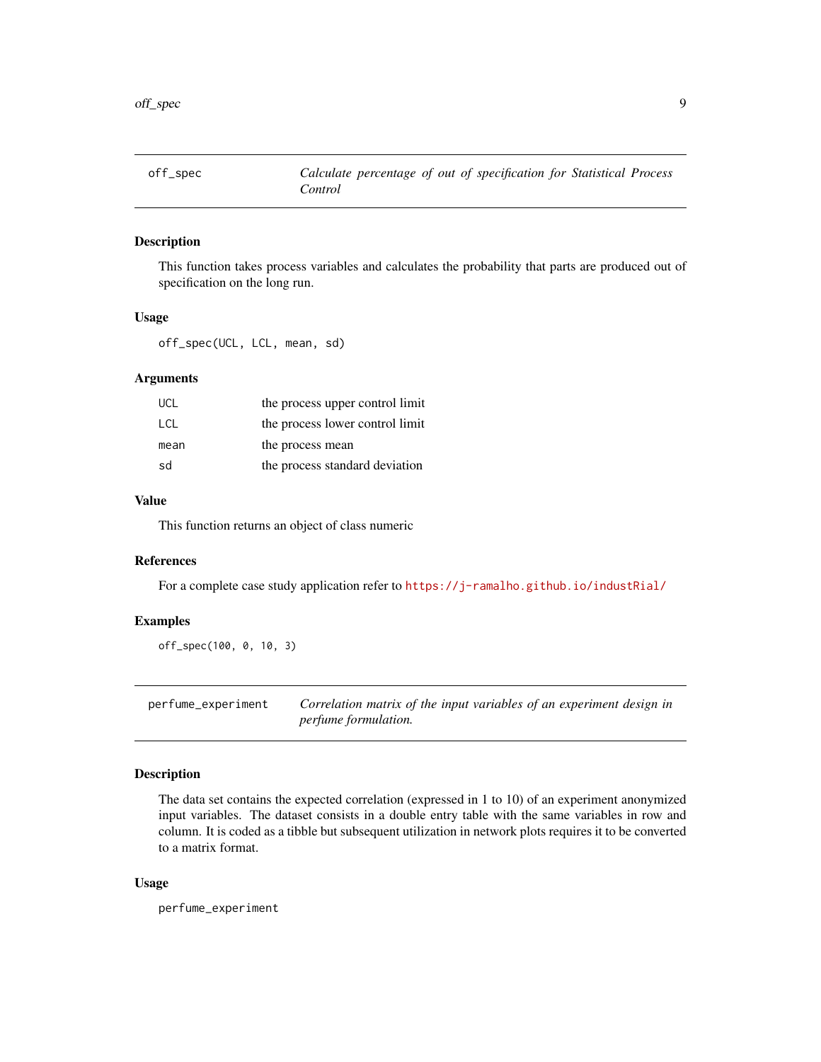## off_spec — *Calculate percentage of out of specification for Statistical Process Control*

### Description

This function takes process variables and calculates the probability that parts are produced out of specification on the long run.

### Usage

```
off_spec(UCL, LCL, mean, sd)
```

### Arguments

| | |
|---|---|
| UCL | the process upper control limit |
| LCL | the process lower control limit |
| mean | the process mean |
| sd | the process standard deviation |

### Value

This function returns an object of class numeric

### References

For a complete case study application refer to https://j-ramalho.github.io/industRial/

### Examples

```
off_spec(100, 0, 10, 3)
```

## perfume_experiment — *Correlation matrix of the input variables of an experiment design in perfume formulation.*

### Description

The data set contains the expected correlation (expressed in 1 to 10) of an experiment anonymized input variables. The dataset consists in a double entry table with the same variables in row and column. It is coded as a tibble but subsequent utilization in network plots requires it to be converted to a matrix format.

### Usage

```
perfume_experiment
```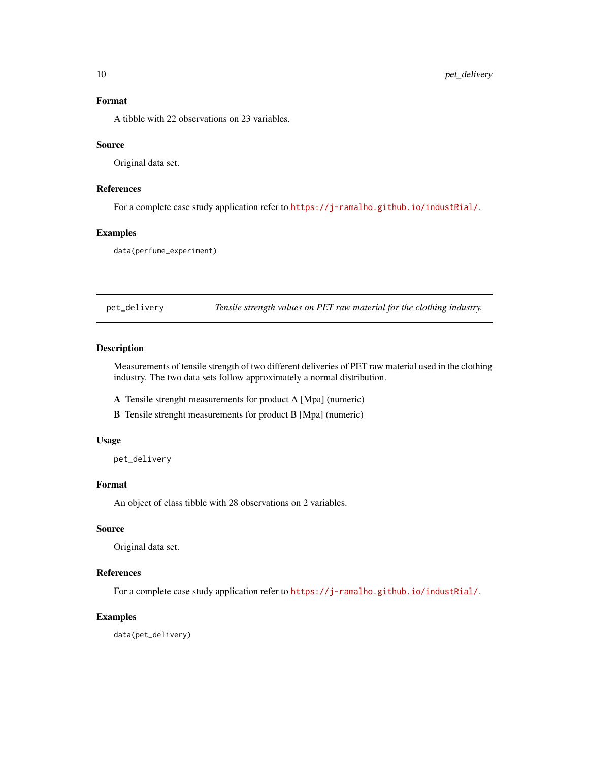### Format

A tibble with 22 observations on 23 variables.

### Source

Original data set.

### References

For a complete case study application refer to https://j-ramalho.github.io/industRial/.

### Examples

```
data(perfume_experiment)
```

---

## pet_delivery — *Tensile strength values on PET raw material for the clothing industry.*

---

### Description

Measurements of tensile strength of two different deliveries of PET raw material used in the clothing industry. The two data sets follow approximately a normal distribution.

**A** Tensile strenght measurements for product A [Mpa] (numeric)

**B** Tensile strenght measurements for product B [Mpa] (numeric)

### Usage

```
pet_delivery
```

### Format

An object of class tibble with 28 observations on 2 variables.

### Source

Original data set.

### References

For a complete case study application refer to https://j-ramalho.github.io/industRial/.

### Examples

```
data(pet_delivery)
```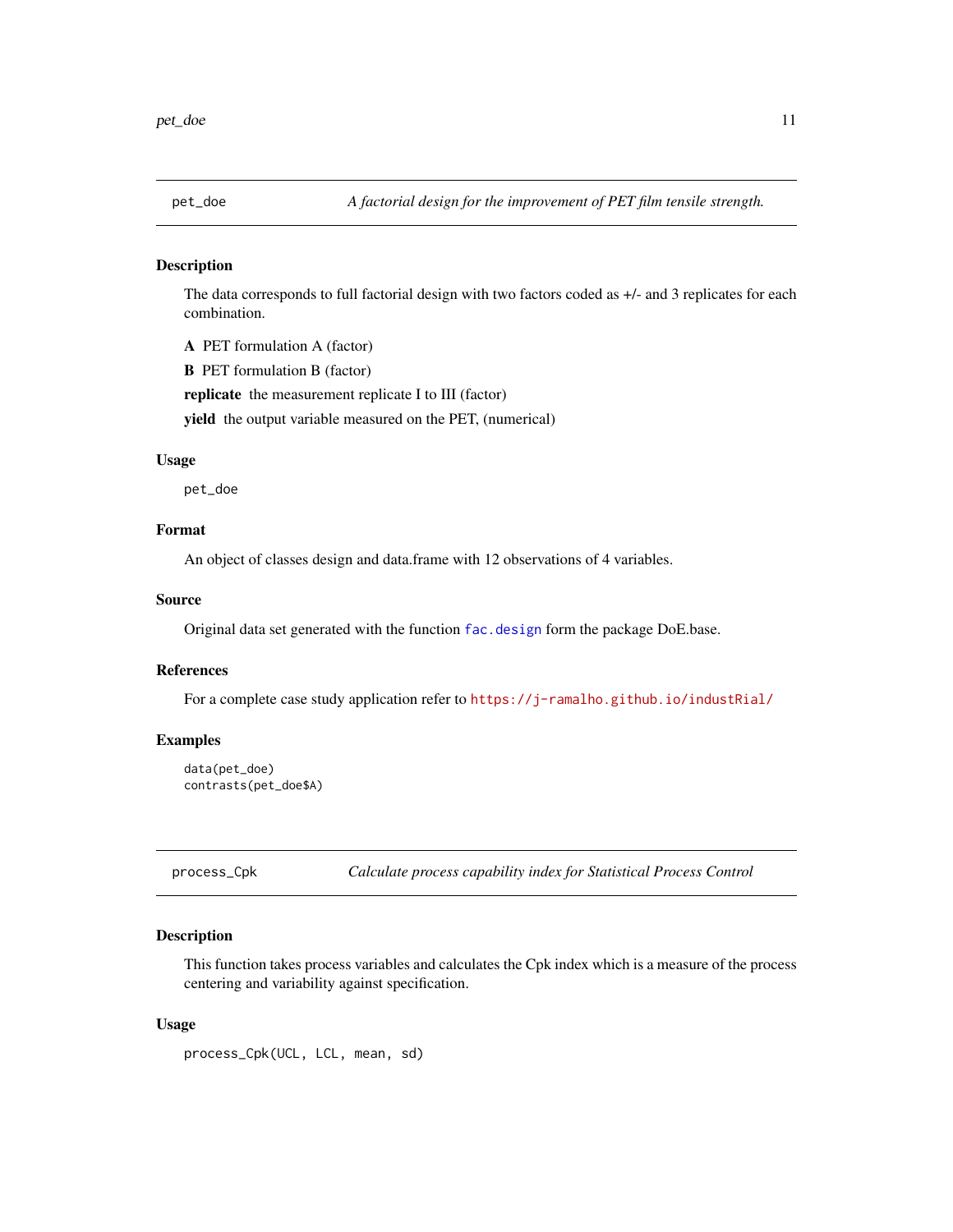## pet_doe — *A factorial design for the improvement of PET film tensile strength.*

### Description

The data corresponds to full factorial design with two factors coded as +/- and 3 replicates for each combination.

**A** PET formulation A (factor)

**B** PET formulation B (factor)

**replicate** the measurement replicate I to III (factor)

**yield** the output variable measured on the PET, (numerical)

### Usage

```
pet_doe
```

### Format

An object of classes design and data.frame with 12 observations of 4 variables.

### Source

Original data set generated with the function fac.design form the package DoE.base.

### References

For a complete case study application refer to https://j-ramalho.github.io/industRial/

### Examples

```
data(pet_doe)
contrasts(pet_doe$A)
```

## process_Cpk — *Calculate process capability index for Statistical Process Control*

### Description

This function takes process variables and calculates the Cpk index which is a measure of the process centering and variability against specification.

### Usage

```
process_Cpk(UCL, LCL, mean, sd)
```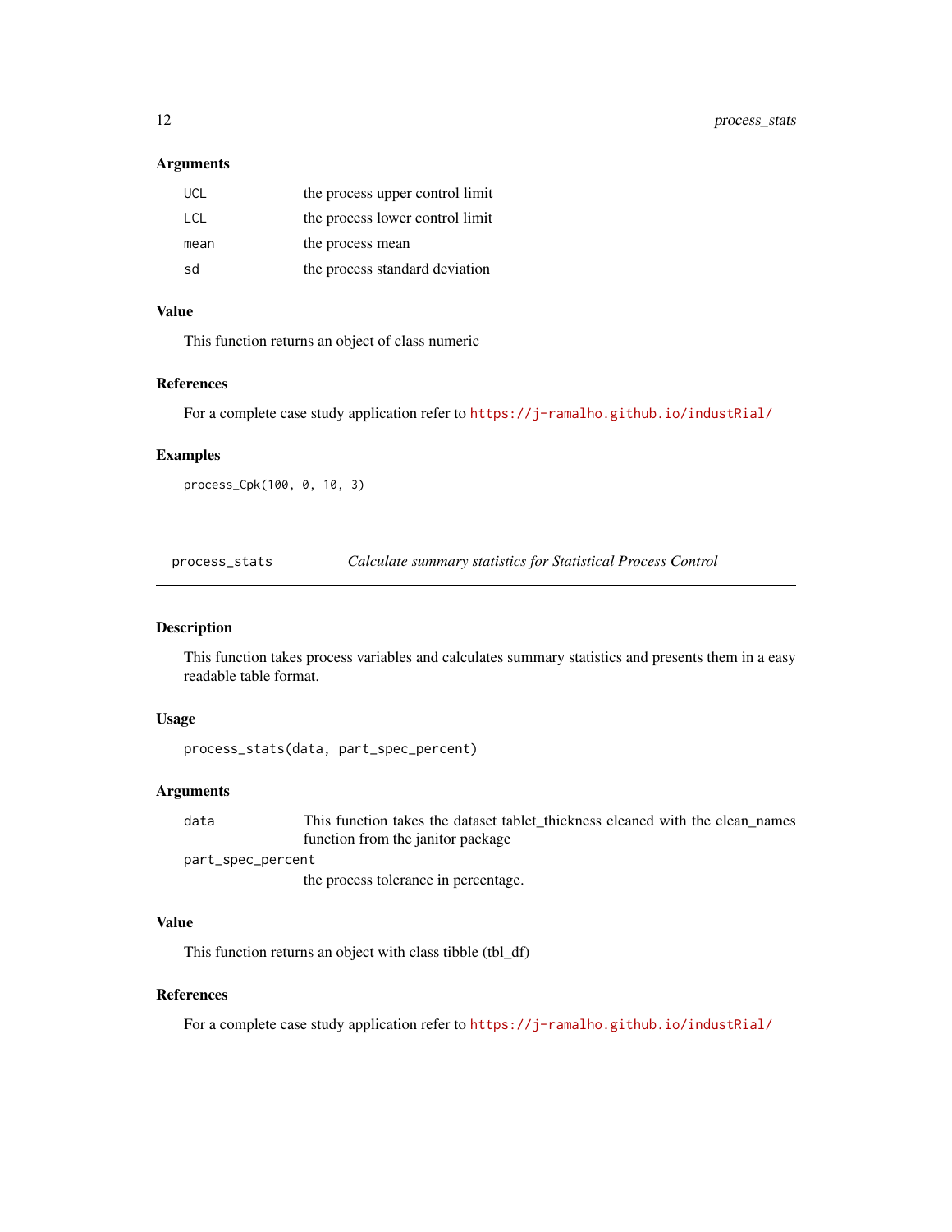### Arguments

| | |
|---|---|
| UCL | the process upper control limit |
| LCL | the process lower control limit |
| mean | the process mean |
| sd | the process standard deviation |

### Value

This function returns an object of class numeric

### References

For a complete case study application refer to https://j-ramalho.github.io/industRial/

### Examples

```
process_Cpk(100, 0, 10, 3)
```

---

## process_stats — *Calculate summary statistics for Statistical Process Control*

---

### Description

This function takes process variables and calculates summary statistics and presents them in a easy readable table format.

### Usage

```
process_stats(data, part_spec_percent)
```

### Arguments

| | |
|---|---|
| data | This function takes the dataset tablet_thickness cleaned with the clean_names function from the janitor package |
| part_spec_percent | the process tolerance in percentage. |

### Value

This function returns an object with class tibble (tbl_df)

### References

For a complete case study application refer to https://j-ramalho.github.io/industRial/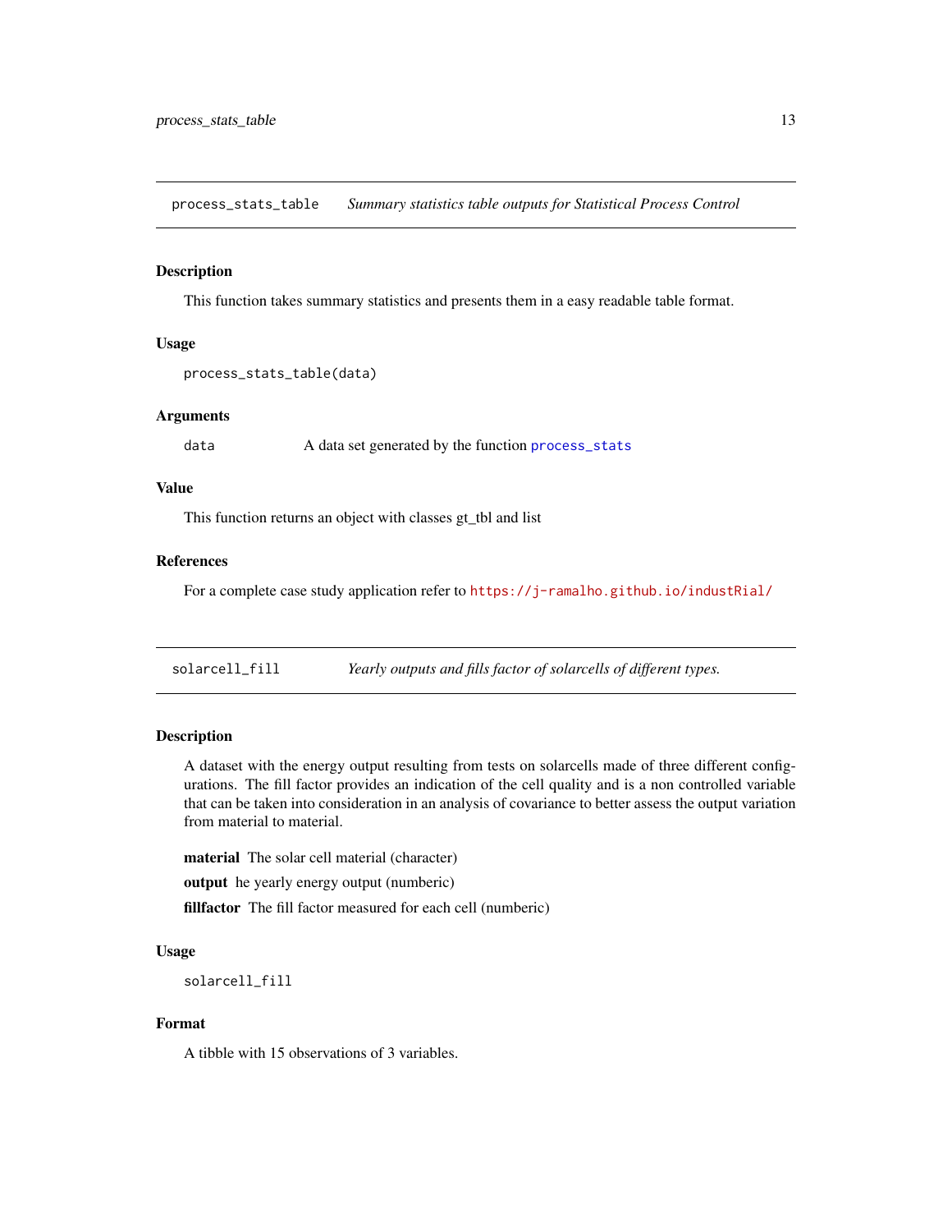## process_stats_table *Summary statistics table outputs for Statistical Process Control*

### Description

This function takes summary statistics and presents them in a easy readable table format.

### Usage

```
process_stats_table(data)
```

### Arguments

`data` A data set generated by the function `process_stats`

### Value

This function returns an object with classes gt_tbl and list

### References

For a complete case study application refer to https://j-ramalho.github.io/industRial/

## solarcell_fill *Yearly outputs and fills factor of solarcells of different types.*

### Description

A dataset with the energy output resulting from tests on solarcells made of three different configurations. The fill factor provides an indication of the cell quality and is a non controlled variable that can be taken into consideration in an analysis of covariance to better assess the output variation from material to material.

**material** The solar cell material (character)

**output** he yearly energy output (numberic)

**fillfactor** The fill factor measured for each cell (numberic)

### Usage

```
solarcell_fill
```

### Format

A tibble with 15 observations of 3 variables.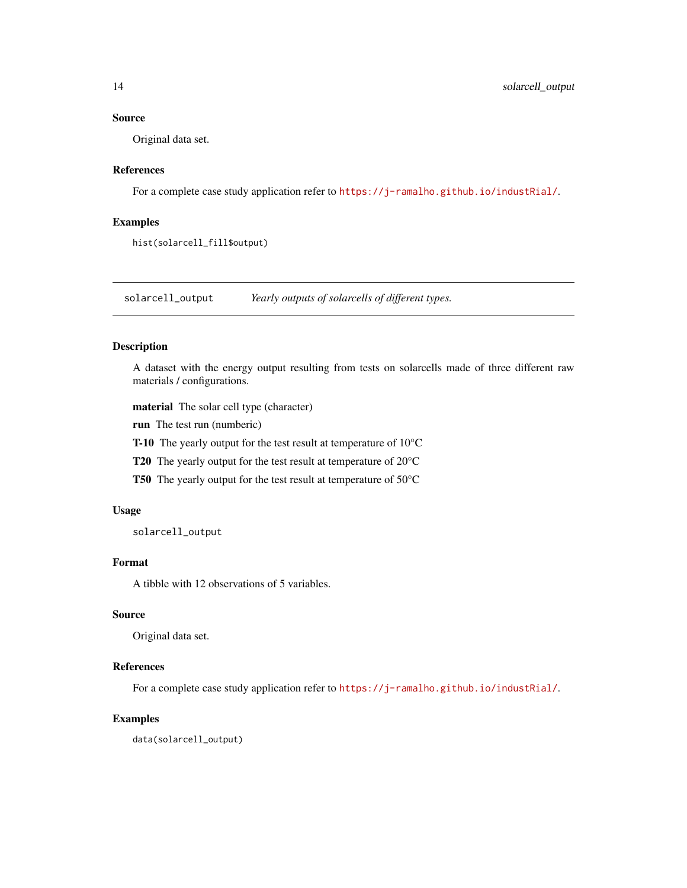### Source

Original data set.

### References

For a complete case study application refer to https://j-ramalho.github.io/industRial/.

### Examples

```
hist(solarcell_fill$output)
```

---

## solarcell_output *Yearly outputs of solarcells of different types.*

### Description

A dataset with the energy output resulting from tests on solarcells made of three different raw materials / configurations.

**material** The solar cell type (character)

**run** The test run (numberic)

**T-10** The yearly output for the test result at temperature of 10°C

**T20** The yearly output for the test result at temperature of 20°C

**T50** The yearly output for the test result at temperature of 50°C

### Usage

```
solarcell_output
```

### Format

A tibble with 12 observations of 5 variables.

### Source

Original data set.

### References

For a complete case study application refer to https://j-ramalho.github.io/industRial/.

### Examples

```
data(solarcell_output)
```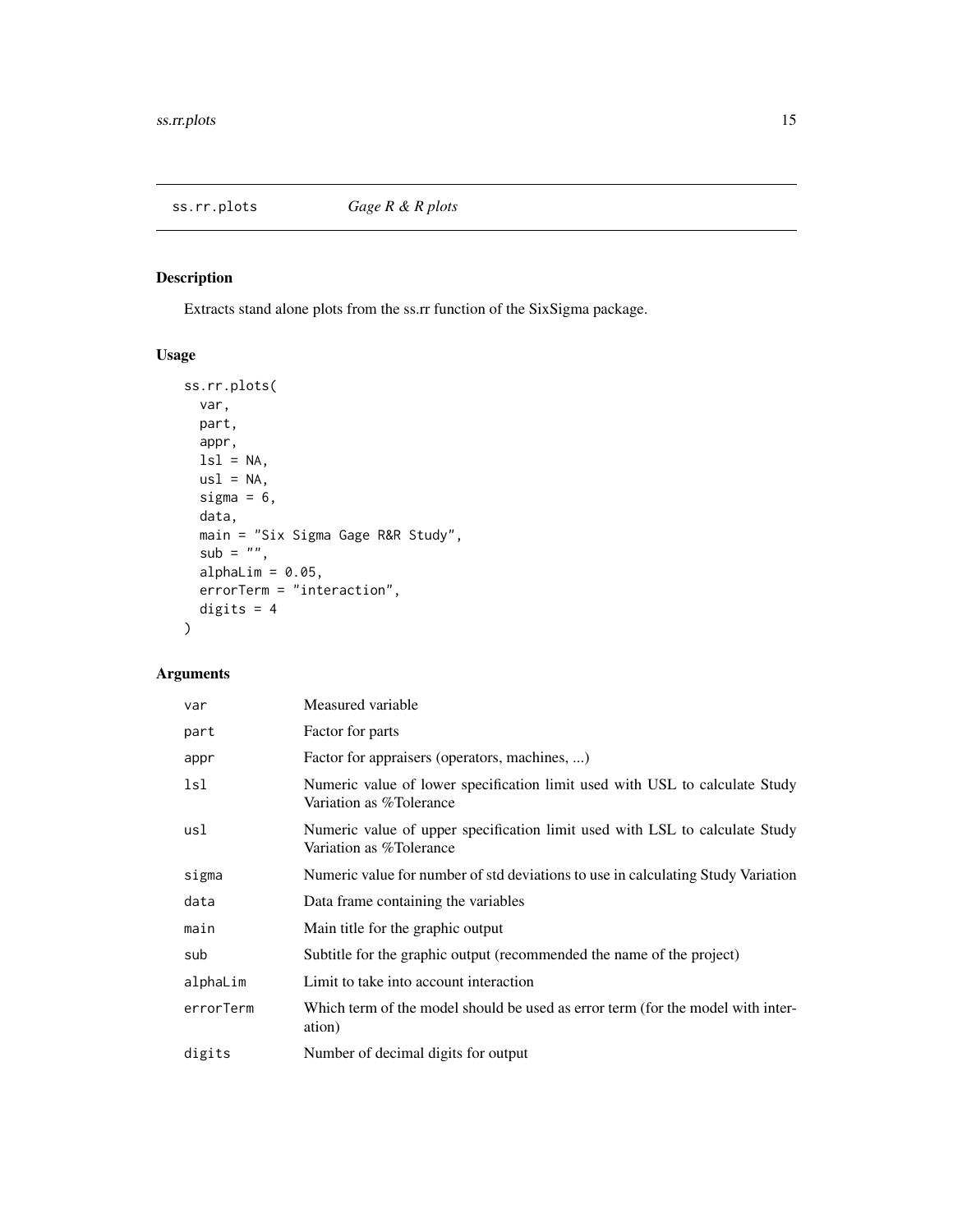# ss.rr.plots    *Gage R & R plots*

## Description

Extracts stand alone plots from the ss.rr function of the SixSigma package.

## Usage

```
ss.rr.plots(
  var,
  part,
  appr,
  lsl = NA,
  usl = NA,
  sigma = 6,
  data,
  main = "Six Sigma Gage R&R Study",
  sub = "",
  alphaLim = 0.05,
  errorTerm = "interaction",
  digits = 4
)
```

## Arguments

| | |
|---|---|
| `var` | Measured variable |
| `part` | Factor for parts |
| `appr` | Factor for appraisers (operators, machines, ...) |
| `lsl` | Numeric value of lower specification limit used with USL to calculate Study Variation as %Tolerance |
| `usl` | Numeric value of upper specification limit used with LSL to calculate Study Variation as %Tolerance |
| `sigma` | Numeric value for number of std deviations to use in calculating Study Variation |
| `data` | Data frame containing the variables |
| `main` | Main title for the graphic output |
| `sub` | Subtitle for the graphic output (recommended the name of the project) |
| `alphaLim` | Limit to take into account interaction |
| `errorTerm` | Which term of the model should be used as error term (for the model with interation) |
| `digits` | Number of decimal digits for output |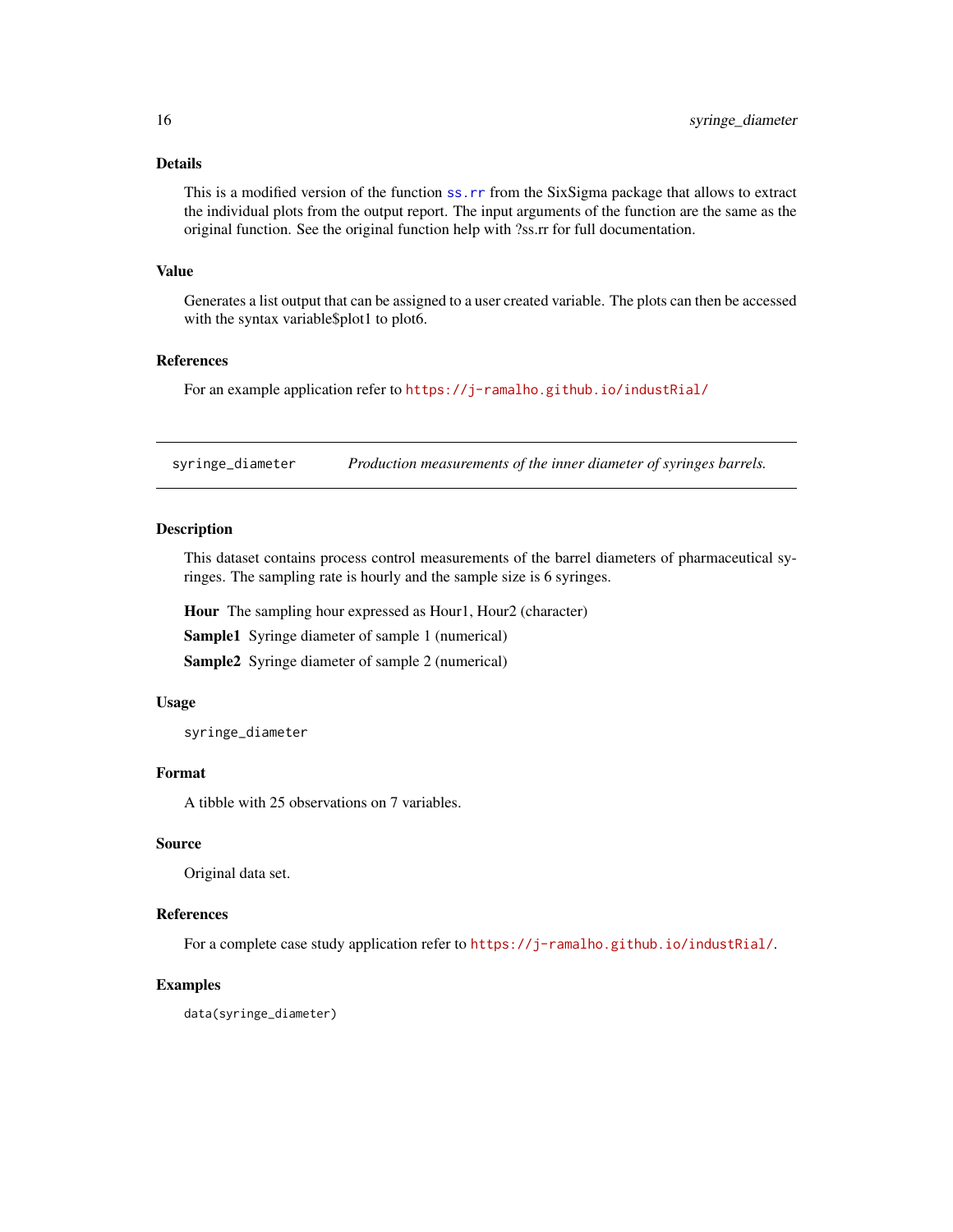### Details

This is a modified version of the function ss.rr from the SixSigma package that allows to extract the individual plots from the output report. The input arguments of the function are the same as the original function. See the original function help with ?ss.rr for full documentation.

### Value

Generates a list output that can be assigned to a user created variable. The plots can then be accessed with the syntax variable$plot1 to plot6.

### References

For an example application refer to https://j-ramalho.github.io/industRial/

---

## syringe_diameter    *Production measurements of the inner diameter of syringes barrels.*

---

### Description

This dataset contains process control measurements of the barrel diameters of pharmaceutical syringes. The sampling rate is hourly and the sample size is 6 syringes.

**Hour** The sampling hour expressed as Hour1, Hour2 (character)

**Sample1** Syringe diameter of sample 1 (numerical)

**Sample2** Syringe diameter of sample 2 (numerical)

### Usage

```
syringe_diameter
```

### Format

A tibble with 25 observations on 7 variables.

### Source

Original data set.

### References

For a complete case study application refer to https://j-ramalho.github.io/industRial/.

### Examples

```
data(syringe_diameter)
```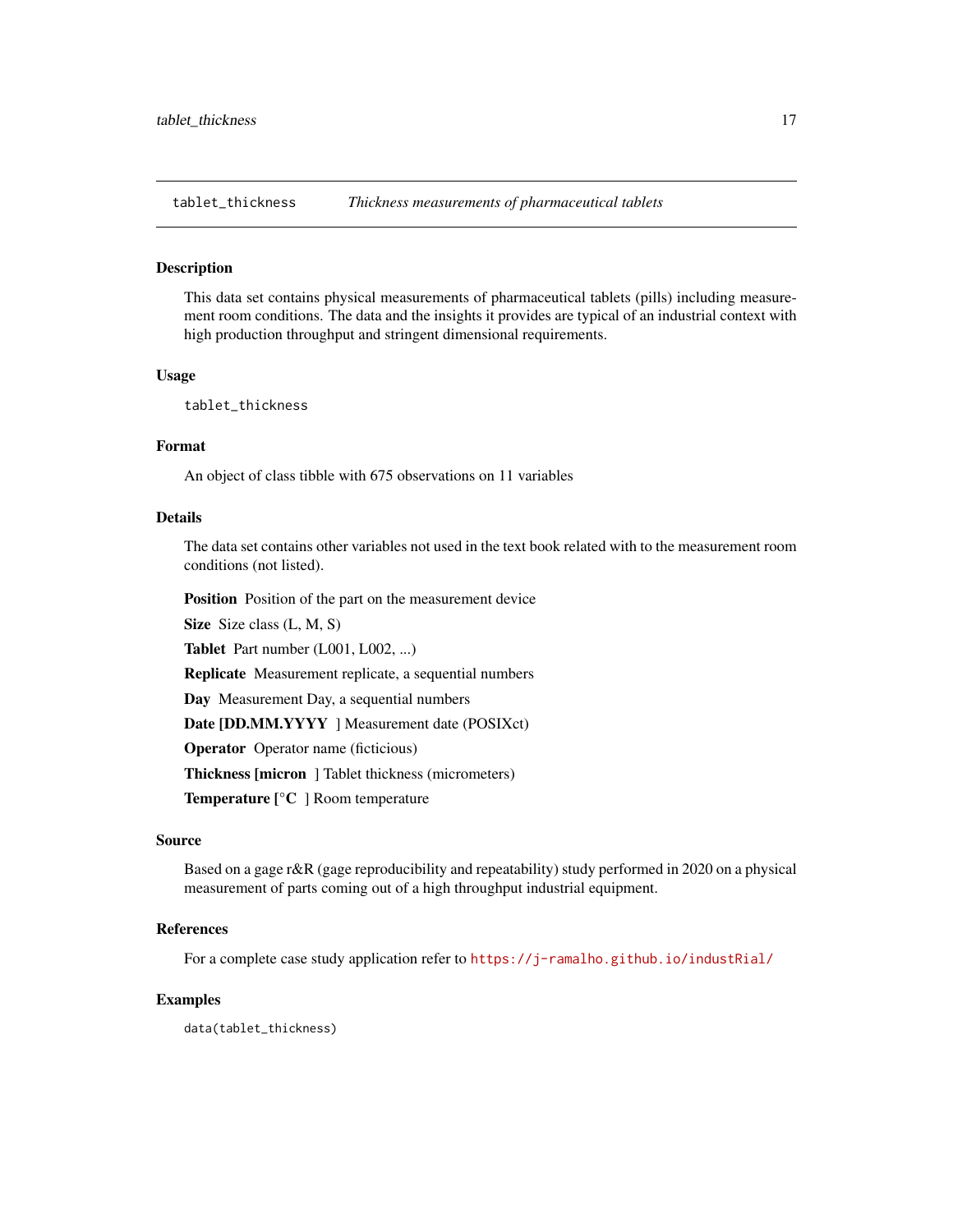tablet_thickness *Thickness measurements of pharmaceutical tablets*

## Description

This data set contains physical measurements of pharmaceutical tablets (pills) including measurement room conditions. The data and the insights it provides are typical of an industrial context with high production throughput and stringent dimensional requirements.

## Usage

```
tablet_thickness
```

## Format

An object of class tibble with 675 observations on 11 variables

## Details

The data set contains other variables not used in the text book related with to the measurement room conditions (not listed).

**Position** Position of the part on the measurement device

**Size** Size class (L, M, S)

**Tablet** Part number (L001, L002, ...)

**Replicate** Measurement replicate, a sequential numbers

**Day** Measurement Day, a sequential numbers

**Date [DD.MM.YYYY** ] Measurement date (POSIXct)

**Operator** Operator name (ficticious)

**Thickness [micron** ] Tablet thickness (micrometers)

**Temperature [°C** ] Room temperature

## Source

Based on a gage r&R (gage reproducibility and repeatability) study performed in 2020 on a physical measurement of parts coming out of a high throughput industrial equipment.

## References

For a complete case study application refer to https://j-ramalho.github.io/industRial/

## Examples

```
data(tablet_thickness)
```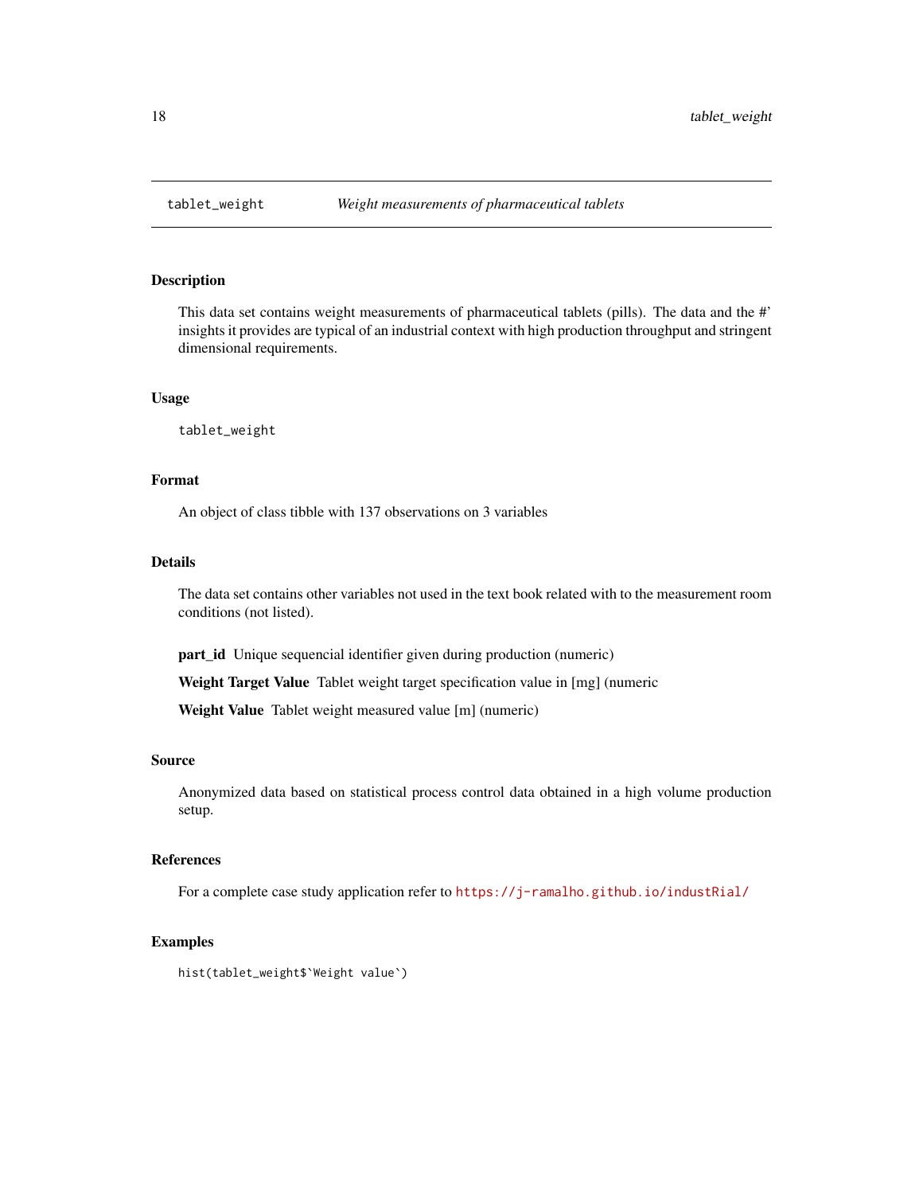# tablet_weight *Weight measurements of pharmaceutical tablets*

## Description

This data set contains weight measurements of pharmaceutical tablets (pills). The data and the #' insights it provides are typical of an industrial context with high production throughput and stringent dimensional requirements.

## Usage

```
tablet_weight
```

## Format

An object of class tibble with 137 observations on 3 variables

## Details

The data set contains other variables not used in the text book related with to the measurement room conditions (not listed).

**part_id** Unique sequencial identifier given during production (numeric)

**Weight Target Value** Tablet weight target specification value in [mg] (numeric

**Weight Value** Tablet weight measured value [m] (numeric)

## Source

Anonymized data based on statistical process control data obtained in a high volume production setup.

## References

For a complete case study application refer to https://j-ramalho.github.io/industRial/

## Examples

```
hist(tablet_weight$`Weight value`)
```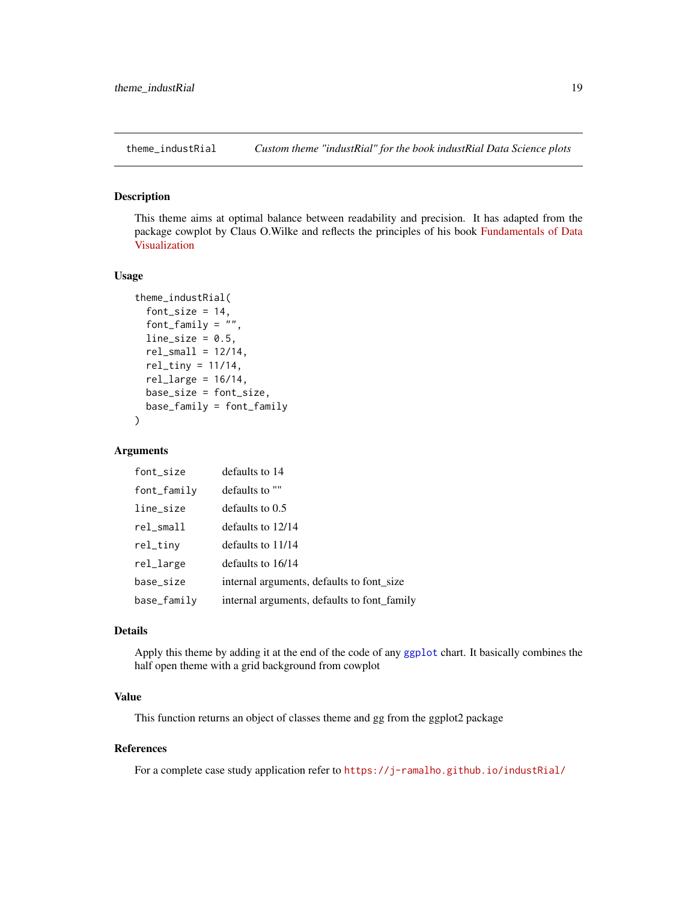theme_industRial — *Custom theme "industRial" for the book industRial Data Science plots*

## Description

This theme aims at optimal balance between readability and precision. It has adapted from the package cowplot by Claus O.Wilke and reflects the principles of his book Fundamentals of Data Visualization

## Usage

```
theme_industRial(
  font_size = 14,
  font_family = "",
  line_size = 0.5,
  rel_small = 12/14,
  rel_tiny = 11/14,
  rel_large = 16/14,
  base_size = font_size,
  base_family = font_family
)
```

## Arguments

| | |
|---|---|
| `font_size` | defaults to 14 |
| `font_family` | defaults to "" |
| `line_size` | defaults to 0.5 |
| `rel_small` | defaults to 12/14 |
| `rel_tiny` | defaults to 11/14 |
| `rel_large` | defaults to 16/14 |
| `base_size` | internal arguments, defaults to font_size |
| `base_family` | internal arguments, defaults to font_family |

## Details

Apply this theme by adding it at the end of the code of any `ggplot` chart. It basically combines the half open theme with a grid background from cowplot

## Value

This function returns an object of classes theme and gg from the ggplot2 package

## References

For a complete case study application refer to `https://j-ramalho.github.io/industRial/`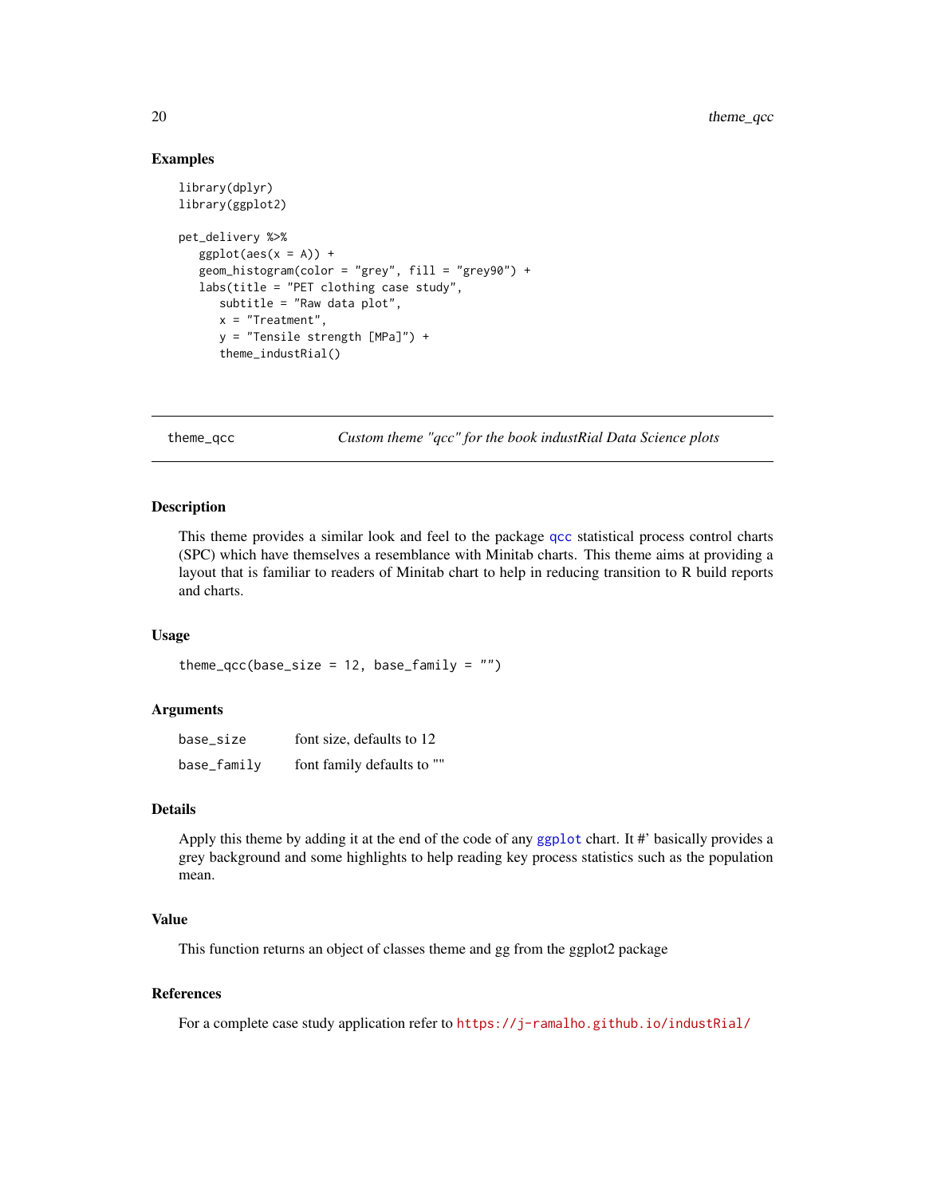### Examples

```
library(dplyr)
library(ggplot2)

pet_delivery %>%
   ggplot(aes(x = A)) +
   geom_histogram(color = "grey", fill = "grey90") +
   labs(title = "PET clothing case study",
      subtitle = "Raw data plot",
      x = "Treatment",
      y = "Tensile strength [MPa]") +
      theme_industRial()
```

---

## theme_qcc — *Custom theme "qcc" for the book industRial Data Science plots*

### Description

This theme provides a similar look and feel to the package qcc statistical process control charts (SPC) which have themselves a resemblance with Minitab charts. This theme aims at providing a layout that is familiar to readers of Minitab chart to help in reducing transition to R build reports and charts.

### Usage

```
theme_qcc(base_size = 12, base_family = "")
```

### Arguments

| | |
|---|---|
| base_size | font size, defaults to 12 |
| base_family | font family defaults to "" |

### Details

Apply this theme by adding it at the end of the code of any ggplot chart. It #' basically provides a grey background and some highlights to help reading key process statistics such as the population mean.

### Value

This function returns an object of classes theme and gg from the ggplot2 package

### References

For a complete case study application refer to https://j-ramalho.github.io/industRial/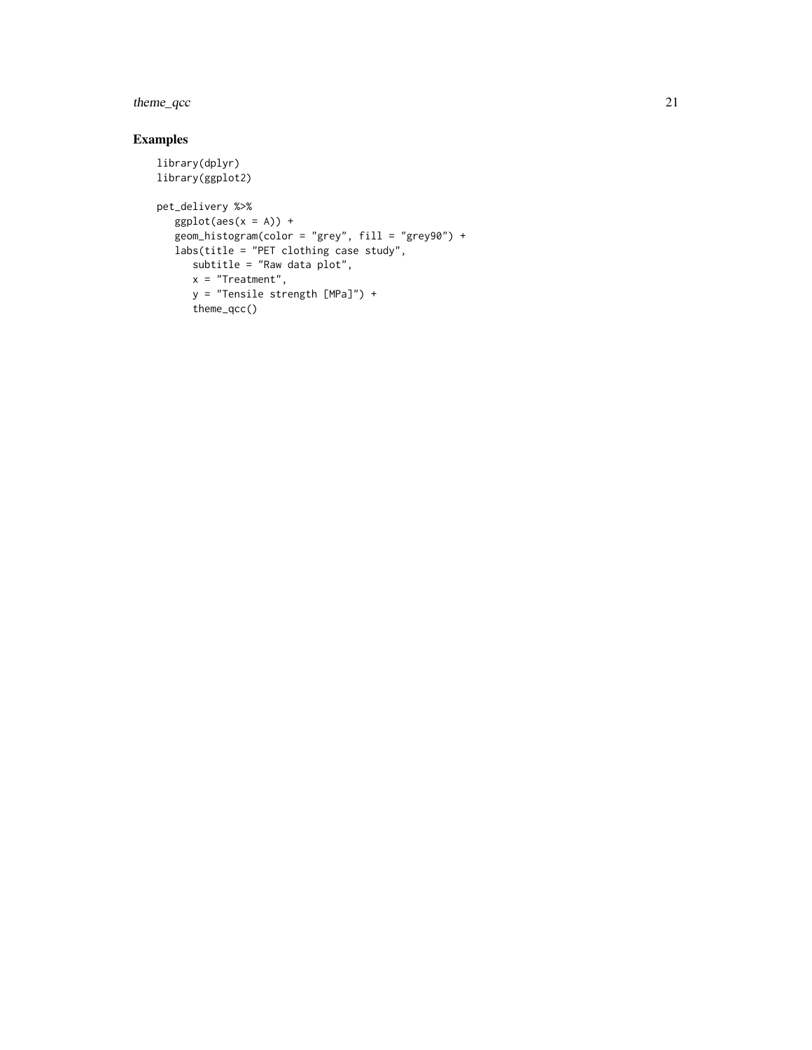## Examples

```
library(dplyr)
library(ggplot2)

pet_delivery %>%
   ggplot(aes(x = A)) +
   geom_histogram(color = "grey", fill = "grey90") +
   labs(title = "PET clothing case study",
      subtitle = "Raw data plot",
      x = "Treatment",
      y = "Tensile strength [MPa]") +
      theme_qcc()
```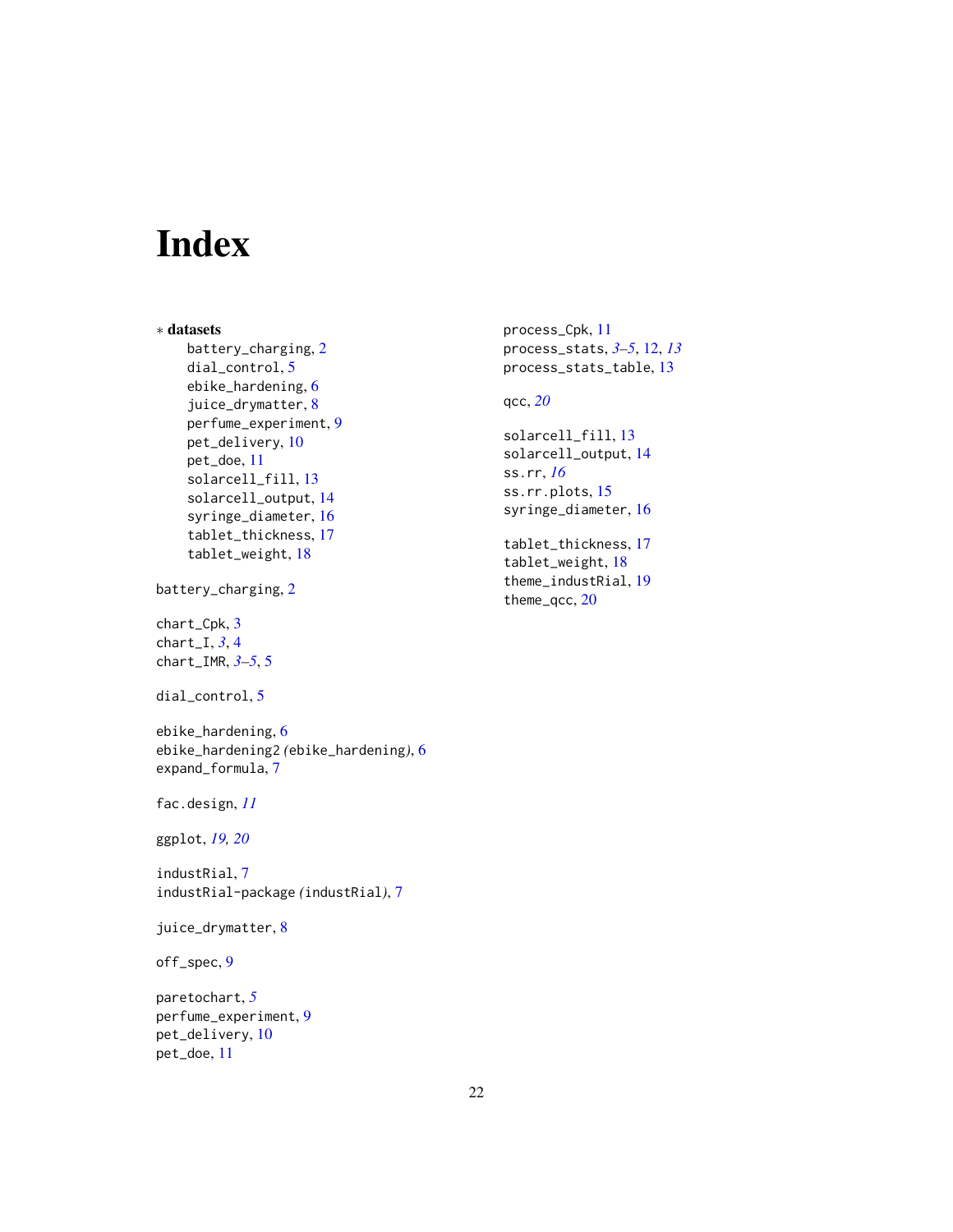# Index

∗ **datasets**

battery_charging, 2
dial_control, 5
ebike_hardening, 6
juice_drymatter, 8
perfume_experiment, 9
pet_delivery, 10
pet_doe, 11
solarcell_fill, 13
solarcell_output, 14
syringe_diameter, 16
tablet_thickness, 17
tablet_weight, 18

battery_charging, 2

chart_Cpk, 3
chart_I, *3*, 4
chart_IMR, *3–5*, 5

dial_control, 5

ebike_hardening, 6
ebike_hardening2 *(*ebike_hardening*)*, 6
expand_formula, 7

fac.design, *11*

ggplot, *19, 20*

industRial, 7
industRial-package *(*industRial*)*, 7

juice_drymatter, 8

off_spec, 9

paretochart, *5*
perfume_experiment, 9
pet_delivery, 10
pet_doe, 11
process_Cpk, 11
process_stats, *3–5*, 12, *13*
process_stats_table, 13

qcc, *20*

solarcell_fill, 13
solarcell_output, 14
ss.rr, *16*
ss.rr.plots, 15
syringe_diameter, 16

tablet_thickness, 17
tablet_weight, 18
theme_industRial, 19
theme_qcc, 20